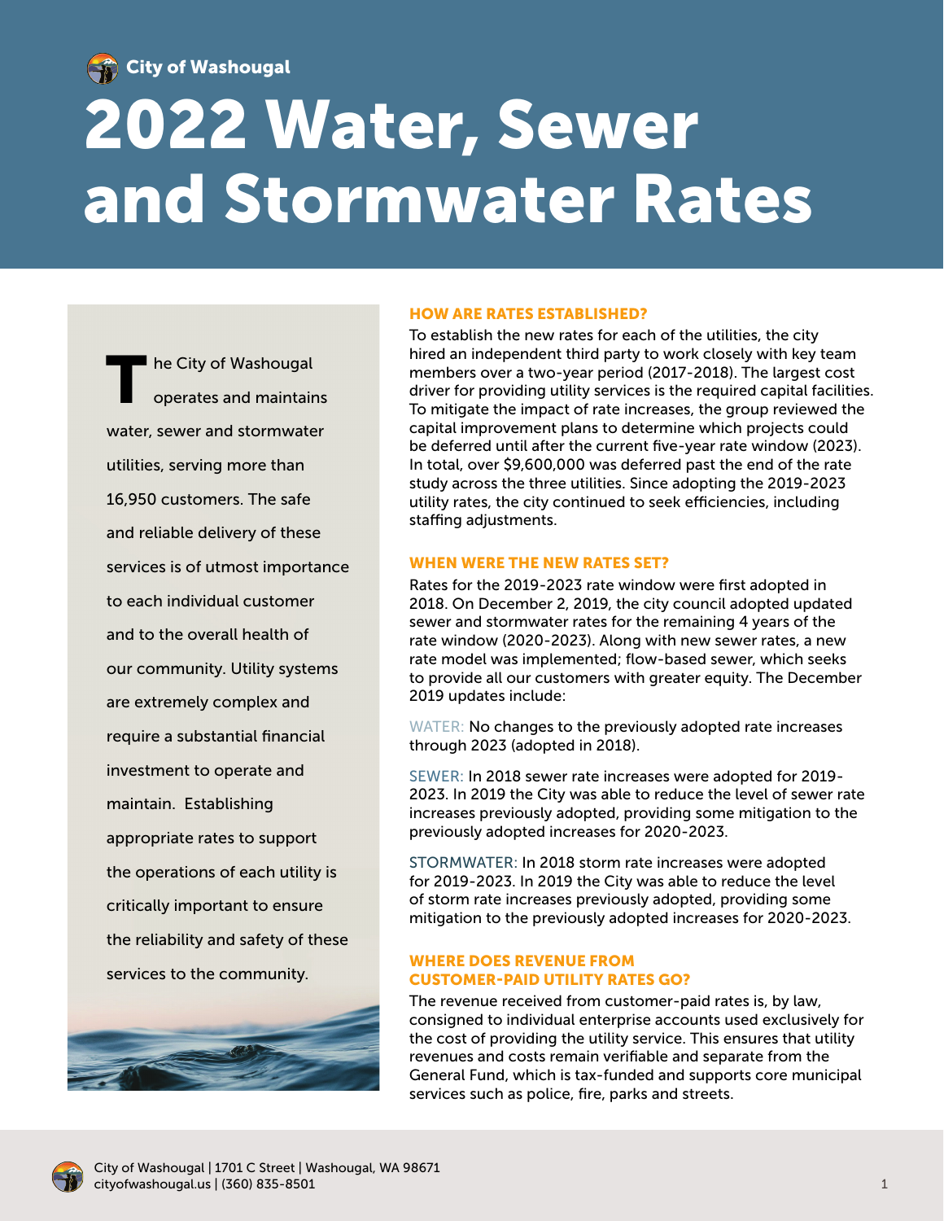City of Washougal

# 2022 Water, Sewer and Stormwater Rates

The City of Washougal operates and maintains water, sewer and stormwater utilities, serving more than 16,950 customers. The safe and reliable delivery of these services is of utmost importance to each individual customer and to the overall health of our community. Utility systems are extremely complex and require a substantial financial investment to operate and maintain. Establishing appropriate rates to support the operations of each utility is critically important to ensure the reliability and safety of these services to the community.

## HOW ARE RATES ESTABLISHED?

To establish the new rates for each of the utilities, the city hired an independent third party to work closely with key team members over a two-year period (2017-2018). The largest cost driver for providing utility services is the required capital facilities. To mitigate the impact of rate increases, the group reviewed the capital improvement plans to determine which projects could be deferred until after the current five-year rate window (2023). In total, over $9,600,000 was deferred past the end of the rate study across the three utilities. Since adopting the 2019-2023 utility rates, the city continued to seek efficiencies, including staffing adjustments.

## WHEN WERE THE NEW RATES SET?

Rates for the 2019-2023 rate window were first adopted in 2018. On December 2, 2019, the city council adopted updated sewer and stormwater rates for the remaining 4 years of the rate window (2020-2023). Along with new sewer rates, a new rate model was implemented; flow-based sewer, which seeks to provide all our customers with greater equity. The December 2019 updates include:

WATER: No changes to the previously adopted rate increases through 2023 (adopted in 2018).

SEWER: In 2018 sewer rate increases were adopted for 2019-2023. In 2019 the City was able to reduce the level of sewer rate increases previously adopted, providing some mitigation to the previously adopted increases for 2020-2023.

STORMWATER: In 2018 storm rate increases were adopted for 2019-2023. In 2019 the City was able to reduce the level of storm rate increases previously adopted, providing some mitigation to the previously adopted increases for 2020-2023.

## WHERE DOES REVENUE FROM CUSTOMER-PAID UTILITY RATES GO?

The revenue received from customer-paid rates is, by law, consigned to individual enterprise accounts used exclusively for the cost of providing the utility service. This ensures that utility revenues and costs remain verifiable and separate from the General Fund, which is tax-funded and supports core municipal services such as police, fire, parks and streets.

City of Washougal | 1701 C Street | Washougal, WA 98671
cityofwashougal.us | (360) 835-8501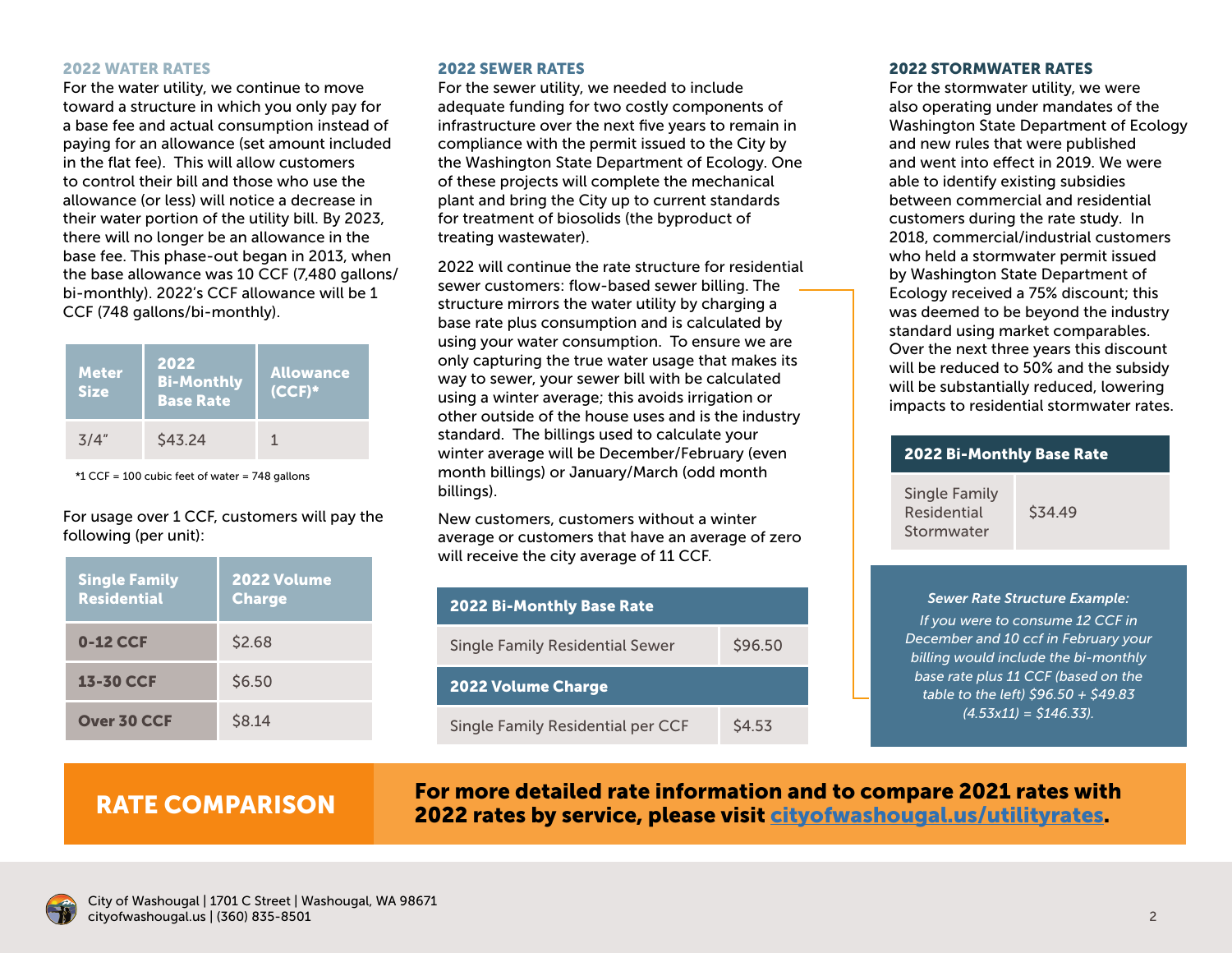## 2022 WATER RATES

For the water utility, we continue to move toward a structure in which you only pay for a base fee and actual consumption instead of paying for an allowance (set amount included in the flat fee). This will allow customers to control their bill and those who use the allowance (or less) will notice a decrease in their water portion of the utility bill. By 2023, there will no longer be an allowance in the base fee. This phase-out began in 2013, when the base allowance was 10 CCF (7,480 gallons/ bi-monthly). 2022's CCF allowance will be 1 CCF (748 gallons/bi-monthly).

| Meter Size | 2022 Bi-Monthly Base Rate | Allowance (CCF)* |
|---|---|---|
| 3/4" | $43.24 | 1 |

*1 CCF = 100 cubic feet of water = 748 gallons

For usage over 1 CCF, customers will pay the following (per unit):

| Single Family Residential | 2022 Volume Charge |
|---|---|
| **0-12 CCF** | $2.68 |
| **13-30 CCF** | $6.50 |
| **Over 30 CCF** | $8.14 |

## 2022 SEWER RATES

For the sewer utility, we needed to include adequate funding for two costly components of infrastructure over the next five years to remain in compliance with the permit issued to the City by the Washington State Department of Ecology. One of these projects will complete the mechanical plant and bring the City up to current standards for treatment of biosolids (the byproduct of treating wastewater).

2022 will continue the rate structure for residential sewer customers: flow-based sewer billing. The structure mirrors the water utility by charging a base rate plus consumption and is calculated by using your water consumption. To ensure we are only capturing the true water usage that makes its way to sewer, your sewer bill with be calculated using a winter average; this avoids irrigation or other outside of the house uses and is the industry standard. The billings used to calculate your winter average will be December/February (even month billings) or January/March (odd month billings).

New customers, customers without a winter average or customers that have an average of zero will receive the city average of 11 CCF.

| 2022 Bi-Monthly Base Rate | |
|---|---|
| Single Family Residential Sewer | $96.50 |
| **2022 Volume Charge** | |
| Single Family Residential per CCF | $4.53 |

## 2022 STORMWATER RATES

For the stormwater utility, we were also operating under mandates of the Washington State Department of Ecology and new rules that were published and went into effect in 2019. We were able to identify existing subsidies between commercial and residential customers during the rate study. In 2018, commercial/industrial customers who held a stormwater permit issued by Washington State Department of Ecology received a 75% discount; this was deemed to be beyond the industry standard using market comparables. Over the next three years this discount will be reduced to 50% and the subsidy will be substantially reduced, lowering impacts to residential stormwater rates.

| 2022 Bi-Monthly Base Rate | |
|---|---|
| Single Family Residential Stormwater | $34.49 |

***Sewer Rate Structure Example:***

*If you were to consume 12 CCF in December and 10 ccf in February your billing would include the bi-monthly base rate plus 11 CCF (based on the table to the left) $96.50 + $49.83 (4.53x11) = $146.33).*

## RATE COMPARISON

**For more detailed rate information and to compare 2021 rates with 2022 rates by service, please visit cityofwashougal.us/utilityrates.**

City of Washougal | 1701 C Street | Washougal, WA 98671
cityofwashougal.us | (360) 835-8501